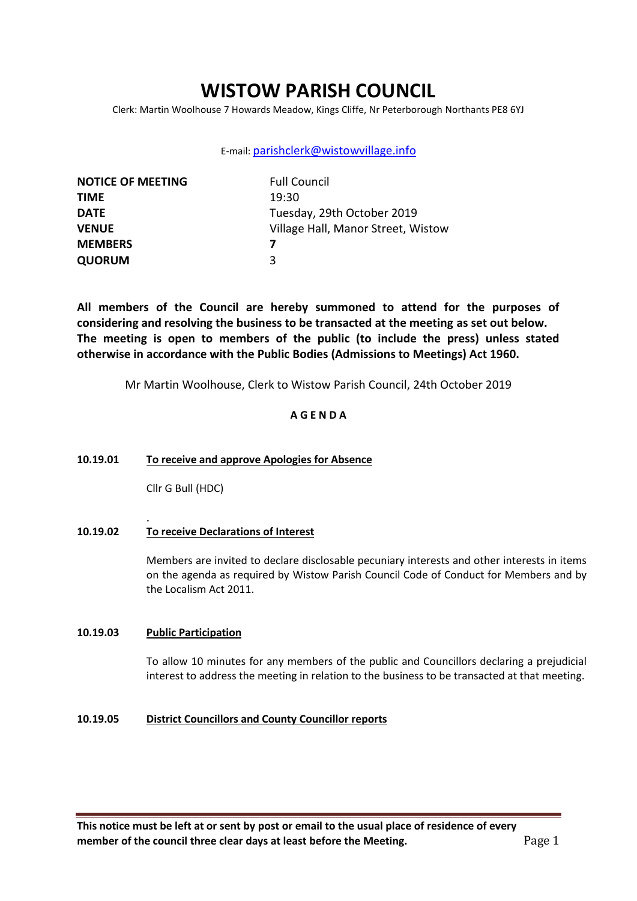# WISTOW PARISH COUNCIL

Clerk: Martin Woolhouse 7 Howards Meadow, Kings Cliffe, Nr Peterborough Northants PE8 6YJ

E-mail: parishclerk@wistowvillage.info

| | |
|---|---|
| **NOTICE OF MEETING** | Full Council |
| **TIME** | 19:30 |
| **DATE** | Tuesday, 29th October 2019 |
| **VENUE** | Village Hall, Manor Street, Wistow |
| **MEMBERS** | **7** |
| **QUORUM** | 3 |

**All members of the Council are hereby summoned to attend for the purposes of considering and resolving the business to be transacted at the meeting as set out below. The meeting is open to members of the public (to include the press) unless stated otherwise in accordance with the Public Bodies (Admissions to Meetings) Act 1960.**

Mr Martin Woolhouse, Clerk to Wistow Parish Council, 24th October 2019

## A G E N D A

**10.19.01 To receive and approve Apologies for Absence**

Cllr G Bull (HDC)

**10.19.02 To receive Declarations of Interest**

Members are invited to declare disclosable pecuniary interests and other interests in items on the agenda as required by Wistow Parish Council Code of Conduct for Members and by the Localism Act 2011.

**10.19.03 Public Participation**

To allow 10 minutes for any members of the public and Councillors declaring a prejudicial interest to address the meeting in relation to the business to be transacted at that meeting.

**10.19.05 District Councillors and County Councillor reports**

**This notice must be left at or sent by post or email to the usual place of residence of every member of the council three clear days at least before the Meeting.**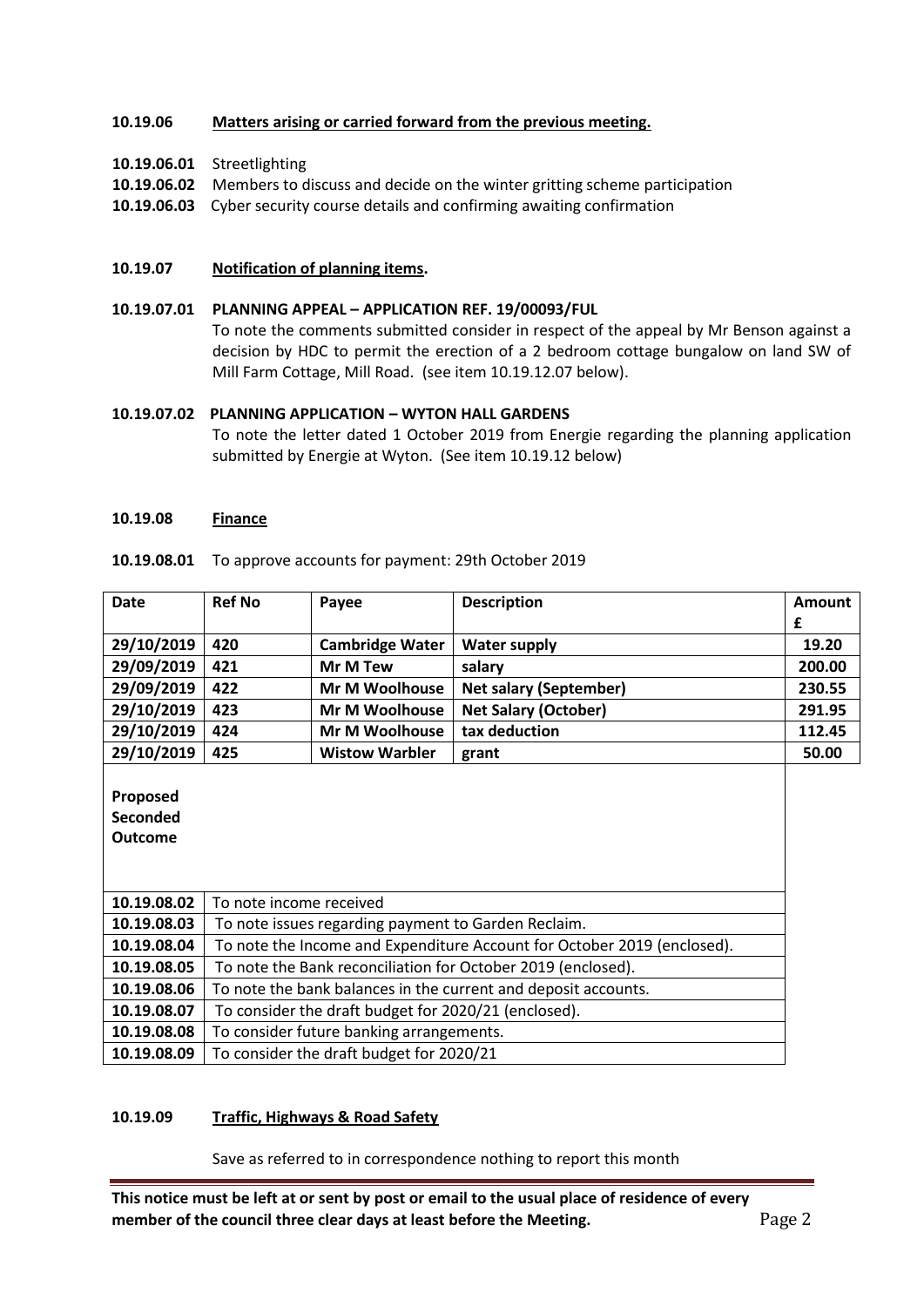**10.19.06** **Matters arising or carried forward from the previous meeting.**

**10.19.06.01** Streetlighting

**10.19.06.02** Members to discuss and decide on the winter gritting scheme participation

**10.19.06.03** Cyber security course details and confirming awaiting confirmation

**10.19.07** **Notification of planning items.**

**10.19.07.01 PLANNING APPEAL – APPLICATION REF. 19/00093/FUL**

To note the comments submitted consider in respect of the appeal by Mr Benson against a decision by HDC to permit the erection of a 2 bedroom cottage bungalow on land SW of Mill Farm Cottage, Mill Road. (see item 10.19.12.07 below).

**10.19.07.02 PLANNING APPLICATION – WYTON HALL GARDENS**

To note the letter dated 1 October 2019 from Energie regarding the planning application submitted by Energie at Wyton. (See item 10.19.12 below)

**10.19.08** **Finance**

**10.19.08.01** To approve accounts for payment: 29th October 2019

| Date | Ref No | Payee | Description | Amount £ |
|---|---|---|---|---|
| **29/10/2019** | **420** | **Cambridge Water** | **Water supply** | **19.20** |
| **29/09/2019** | **421** | **Mr M Tew** | **salary** | **200.00** |
| **29/09/2019** | **422** | **Mr M Woolhouse** | **Net salary (September)** | **230.55** |
| **29/10/2019** | **423** | **Mr M Woolhouse** | **Net Salary (October)** | **291.95** |
| **29/10/2019** | **424** | **Mr M Woolhouse** | **tax deduction** | **112.45** |
| **29/10/2019** | **425** | **Wistow Warbler** | **grant** | **50.00** |

**Proposed**
**Seconded**
**Outcome**

| | |
|---|---|
| **10.19.08.02** | To note income received |
| **10.19.08.03** | To note issues regarding payment to Garden Reclaim. |
| **10.19.08.04** | To note the Income and Expenditure Account for October 2019 (enclosed). |
| **10.19.08.05** | To note the Bank reconciliation for October 2019 (enclosed). |
| **10.19.08.06** | To note the bank balances in the current and deposit accounts. |
| **10.19.08.07** | To consider the draft budget for 2020/21 (enclosed). |
| **10.19.08.08** | To consider future banking arrangements. |
| **10.19.08.09** | To consider the draft budget for 2020/21 |

**10.19.09** **Traffic, Highways & Road Safety**

Save as referred to in correspondence nothing to report this month

**This notice must be left at or sent by post or email to the usual place of residence of every member of the council three clear days at least before the Meeting.**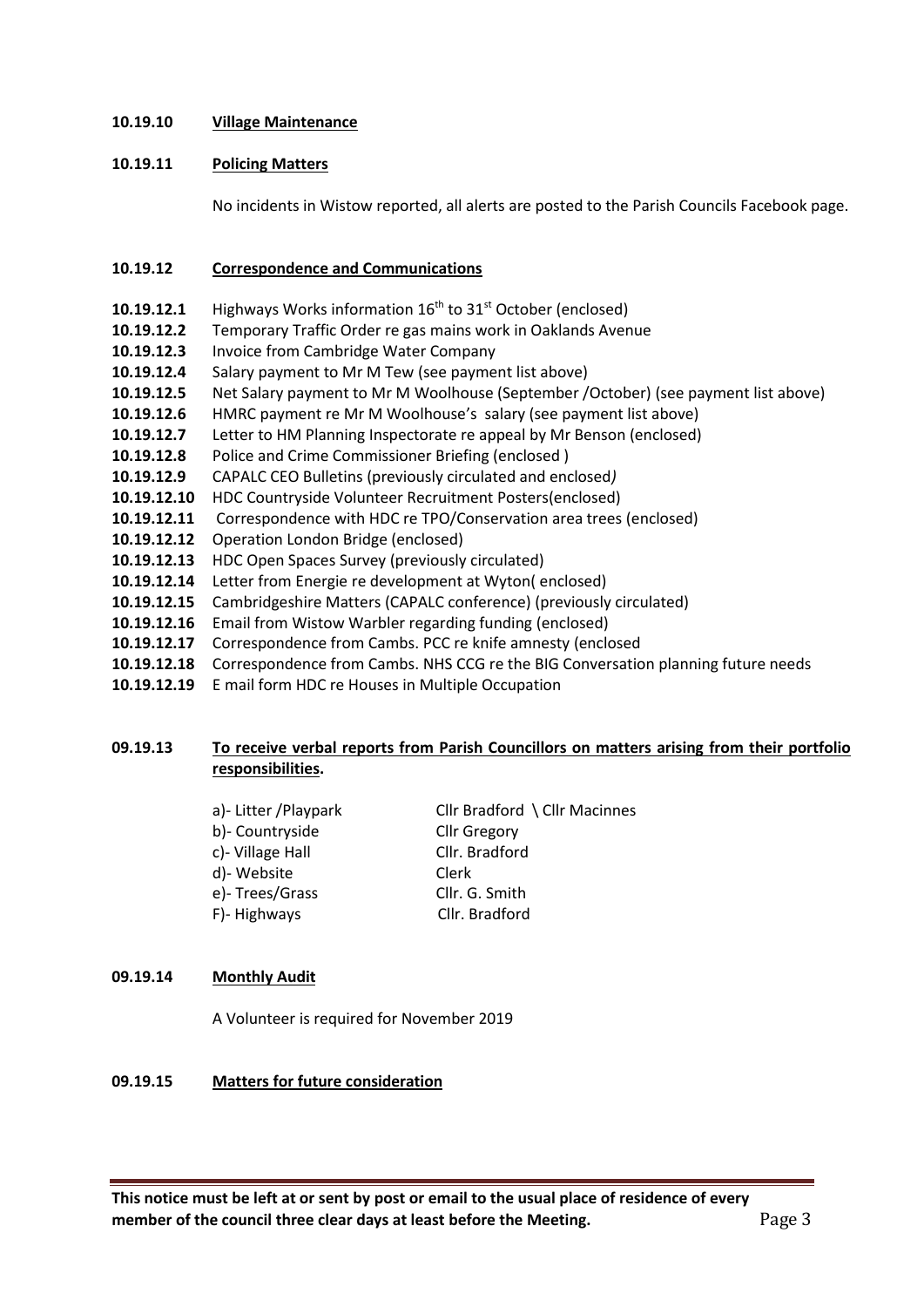**10.19.10 Village Maintenance**

**10.19.11 Policing Matters**

No incidents in Wistow reported, all alerts are posted to the Parish Councils Facebook page.

**10.19.12 Correspondence and Communications**

**10.19.12.1** Highways Works information 16th to 31st October (enclosed)
**10.19.12.2** Temporary Traffic Order re gas mains work in Oaklands Avenue
**10.19.12.3** Invoice from Cambridge Water Company
**10.19.12.4** Salary payment to Mr M Tew (see payment list above)
**10.19.12.5** Net Salary payment to Mr M Woolhouse (September /October) (see payment list above)
**10.19.12.6** HMRC payment re Mr M Woolhouse's salary (see payment list above)
**10.19.12.7** Letter to HM Planning Inspectorate re appeal by Mr Benson (enclosed)
**10.19.12.8** Police and Crime Commissioner Briefing (enclosed )
**10.19.12.9** CAPALC CEO Bulletins (previously circulated and enclosed*)*
**10.19.12.10** HDC Countryside Volunteer Recruitment Posters(enclosed)
**10.19.12.11** Correspondence with HDC re TPO/Conservation area trees (enclosed)
**10.19.12.12** Operation London Bridge (enclosed)
**10.19.12.13** HDC Open Spaces Survey (previously circulated)
**10.19.12.14** Letter from Energie re development at Wyton( enclosed)
**10.19.12.15** Cambridgeshire Matters (CAPALC conference) (previously circulated)
**10.19.12.16** Email from Wistow Warbler regarding funding (enclosed)
**10.19.12.17** Correspondence from Cambs. PCC re knife amnesty (enclosed
**10.19.12.18** Correspondence from Cambs. NHS CCG re the BIG Conversation planning future needs
**10.19.12.19** E mail form HDC re Houses in Multiple Occupation

**09.19.13 To receive verbal reports from Parish Councillors on matters arising from their portfolio responsibilities.**

| | |
|---|---|
| a)- Litter /Playpark | Cllr Bradford \ Cllr Macinnes |
| b)- Countryside | Cllr Gregory |
| c)- Village Hall | Cllr. Bradford |
| d)- Website | Clerk |
| e)- Trees/Grass | Cllr. G. Smith |
| F)- Highways | Cllr. Bradford |

**09.19.14 Monthly Audit**

A Volunteer is required for November 2019

**09.19.15 Matters for future consideration**

**This notice must be left at or sent by post or email to the usual place of residence of every member of the council three clear days at least before the Meeting.**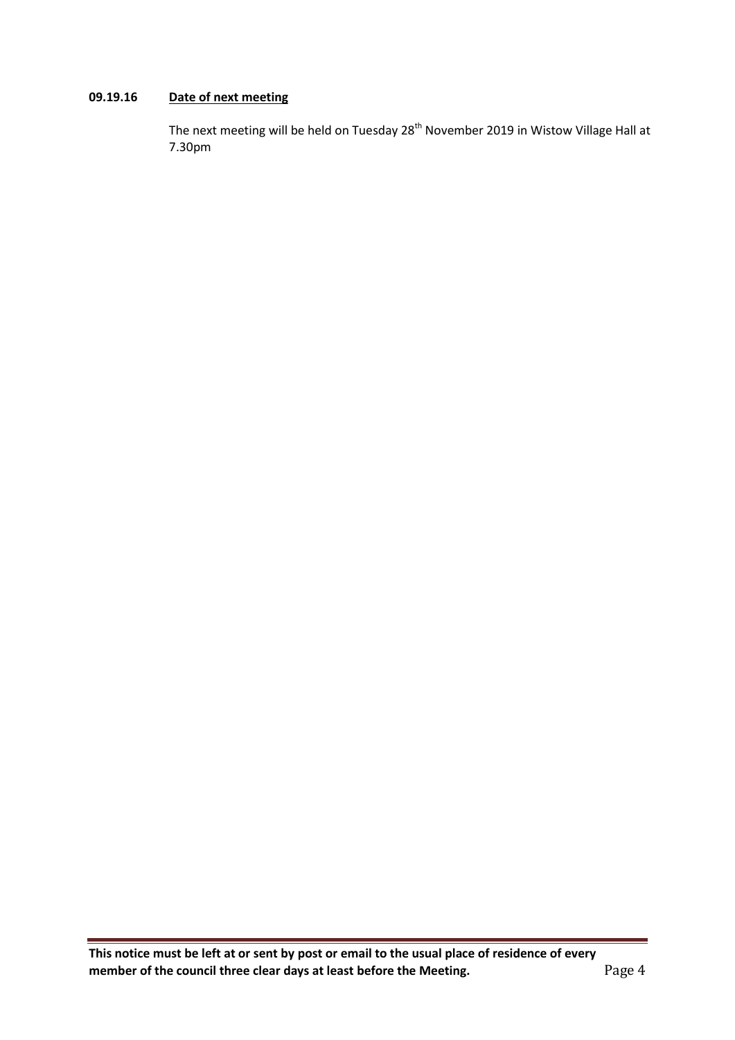**09.19.16** **Date of next meeting**

The next meeting will be held on Tuesday 28th November 2019 in Wistow Village Hall at 7.30pm

**This notice must be left at or sent by post or email to the usual place of residence of every member of the council three clear days at least before the Meeting.**